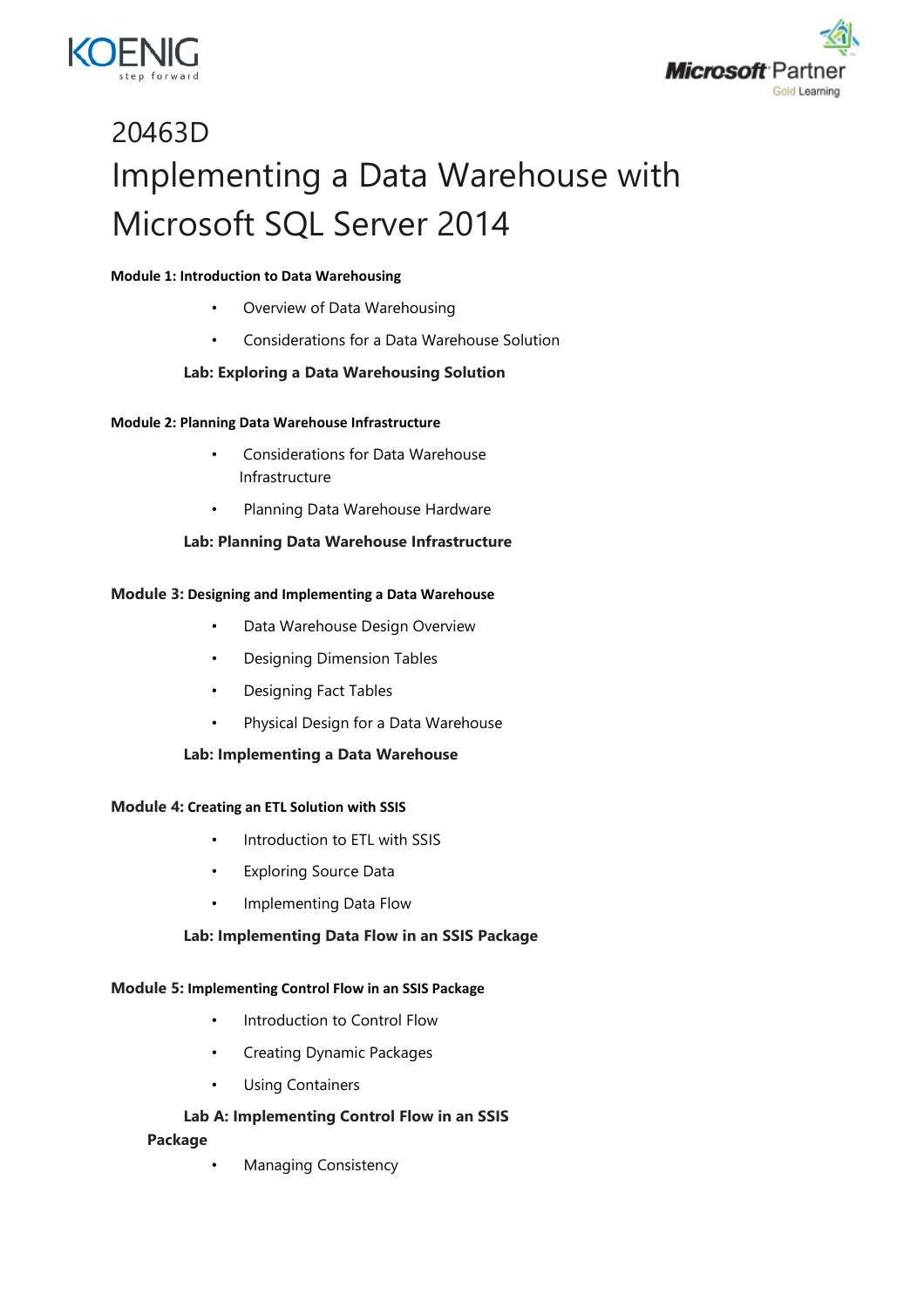# 20463D

# Implementing a Data Warehouse with Microsoft SQL Server 2014

**Module 1: Introduction to Data Warehousing**

- Overview of Data Warehousing
- Considerations for a Data Warehouse Solution

**Lab: Exploring a Data Warehousing Solution**

**Module 2: Planning Data Warehouse Infrastructure**

- Considerations for Data Warehouse Infrastructure
- Planning Data Warehouse Hardware

**Lab: Planning Data Warehouse Infrastructure**

**Module 3: Designing and Implementing a Data Warehouse**

- Data Warehouse Design Overview
- Designing Dimension Tables
- Designing Fact Tables
- Physical Design for a Data Warehouse

**Lab: Implementing a Data Warehouse**

**Module 4: Creating an ETL Solution with SSIS**

- Introduction to ETL with SSIS
- Exploring Source Data
- Implementing Data Flow

**Lab: Implementing Data Flow in an SSIS Package**

**Module 5: Implementing Control Flow in an SSIS Package**

- Introduction to Control Flow
- Creating Dynamic Packages
- Using Containers

**Lab A: Implementing Control Flow in an SSIS Package**

- Managing Consistency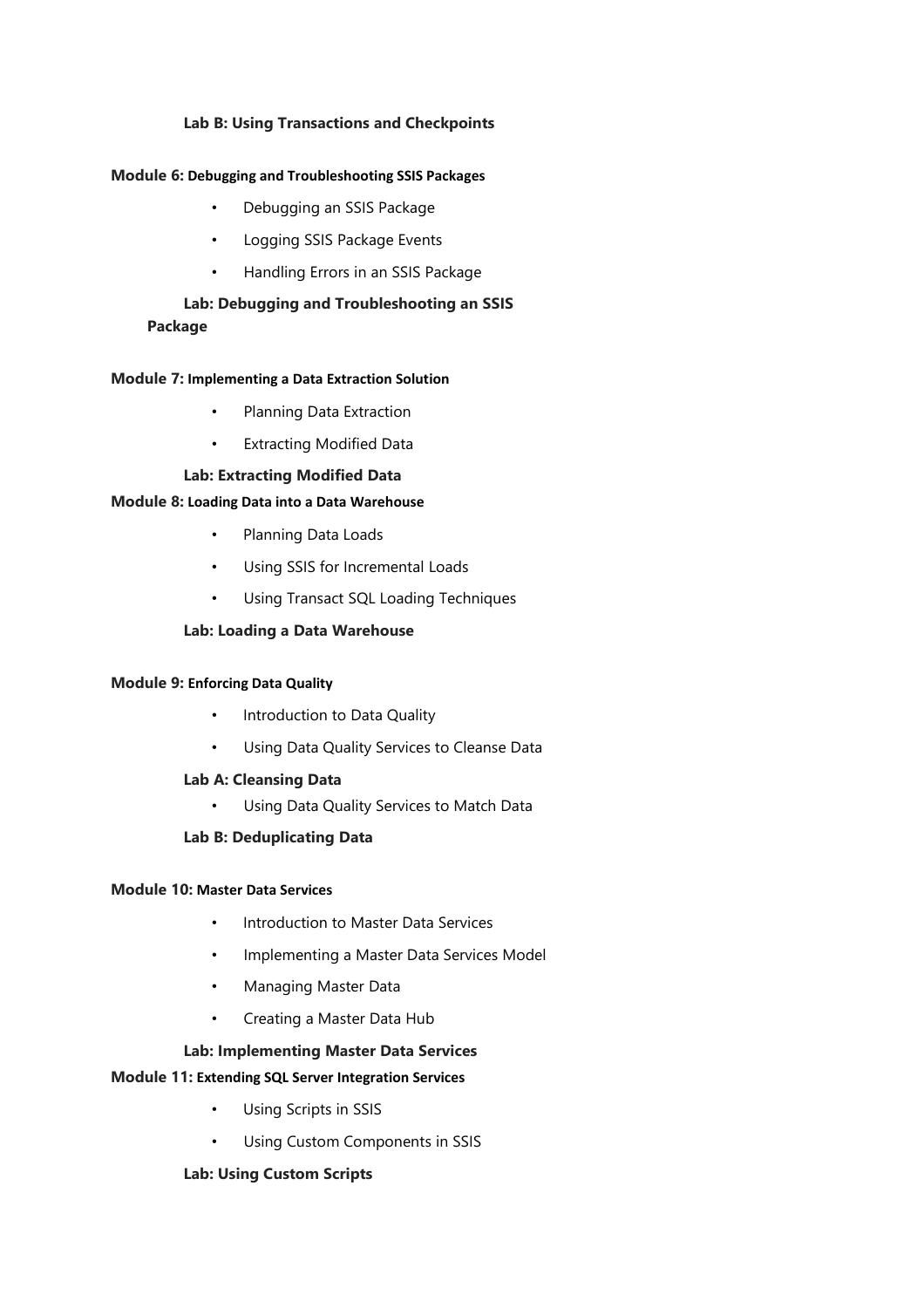**Lab B: Using Transactions and Checkpoints**

**Module 6: Debugging and Troubleshooting SSIS Packages**

- Debugging an SSIS Package
- Logging SSIS Package Events
- Handling Errors in an SSIS Package

**Lab: Debugging and Troubleshooting an SSIS Package**

**Module 7: Implementing a Data Extraction Solution**

- Planning Data Extraction
- Extracting Modified Data

**Lab: Extracting Modified Data**

**Module 8: Loading Data into a Data Warehouse**

- Planning Data Loads
- Using SSIS for Incremental Loads
- Using Transact SQL Loading Techniques

**Lab: Loading a Data Warehouse**

**Module 9: Enforcing Data Quality**

- Introduction to Data Quality
- Using Data Quality Services to Cleanse Data

**Lab A: Cleansing Data**

- Using Data Quality Services to Match Data

**Lab B: Deduplicating Data**

**Module 10: Master Data Services**

- Introduction to Master Data Services
- Implementing a Master Data Services Model
- Managing Master Data
- Creating a Master Data Hub

**Lab: Implementing Master Data Services**

**Module 11: Extending SQL Server Integration Services**

- Using Scripts in SSIS
- Using Custom Components in SSIS

**Lab: Using Custom Scripts**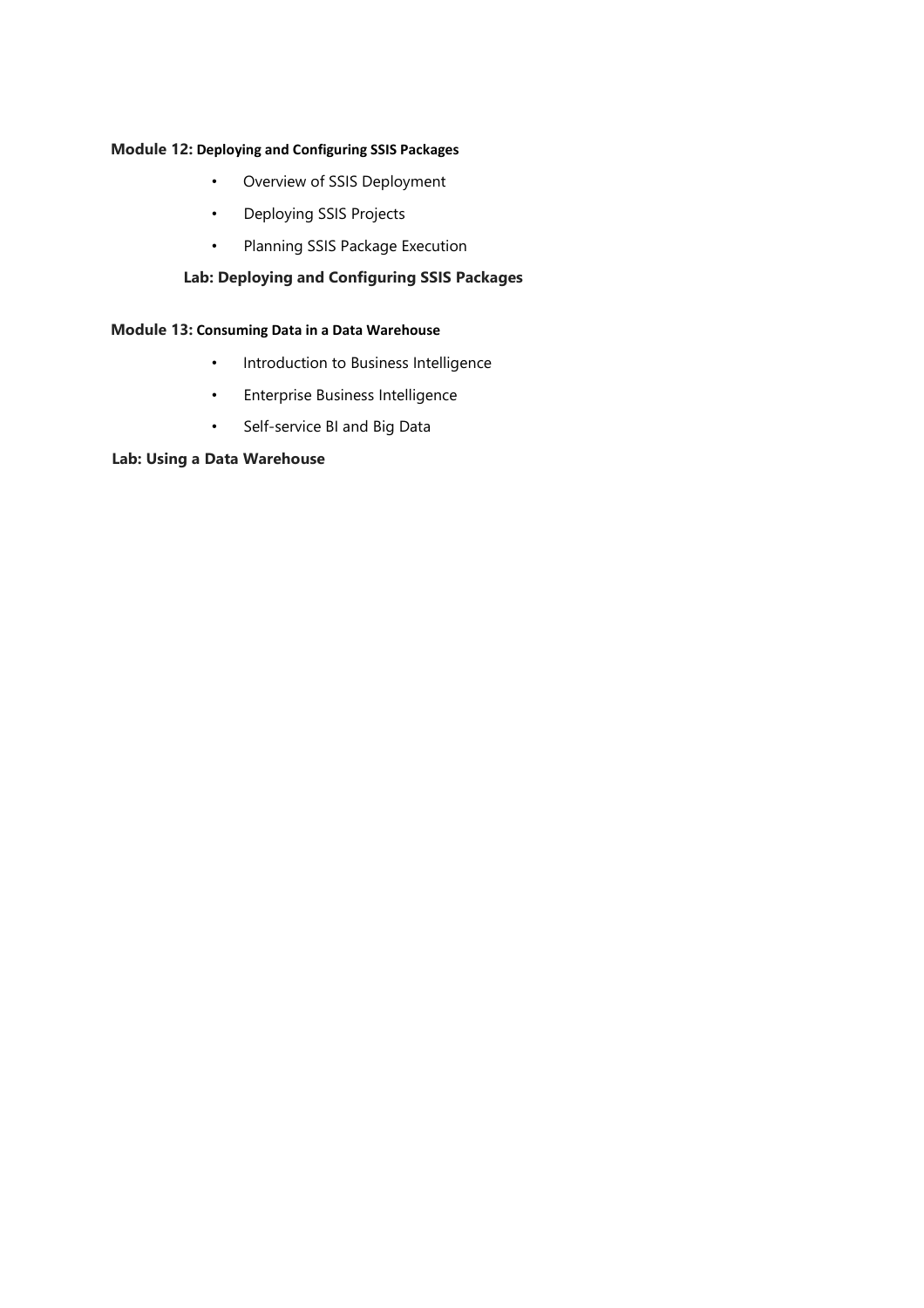**Module 12: Deploying and Configuring SSIS Packages**

- Overview of SSIS Deployment
- Deploying SSIS Projects
- Planning SSIS Package Execution

**Lab: Deploying and Configuring SSIS Packages**

**Module 13: Consuming Data in a Data Warehouse**

- Introduction to Business Intelligence
- Enterprise Business Intelligence
- Self-service BI and Big Data

**Lab: Using a Data Warehouse**